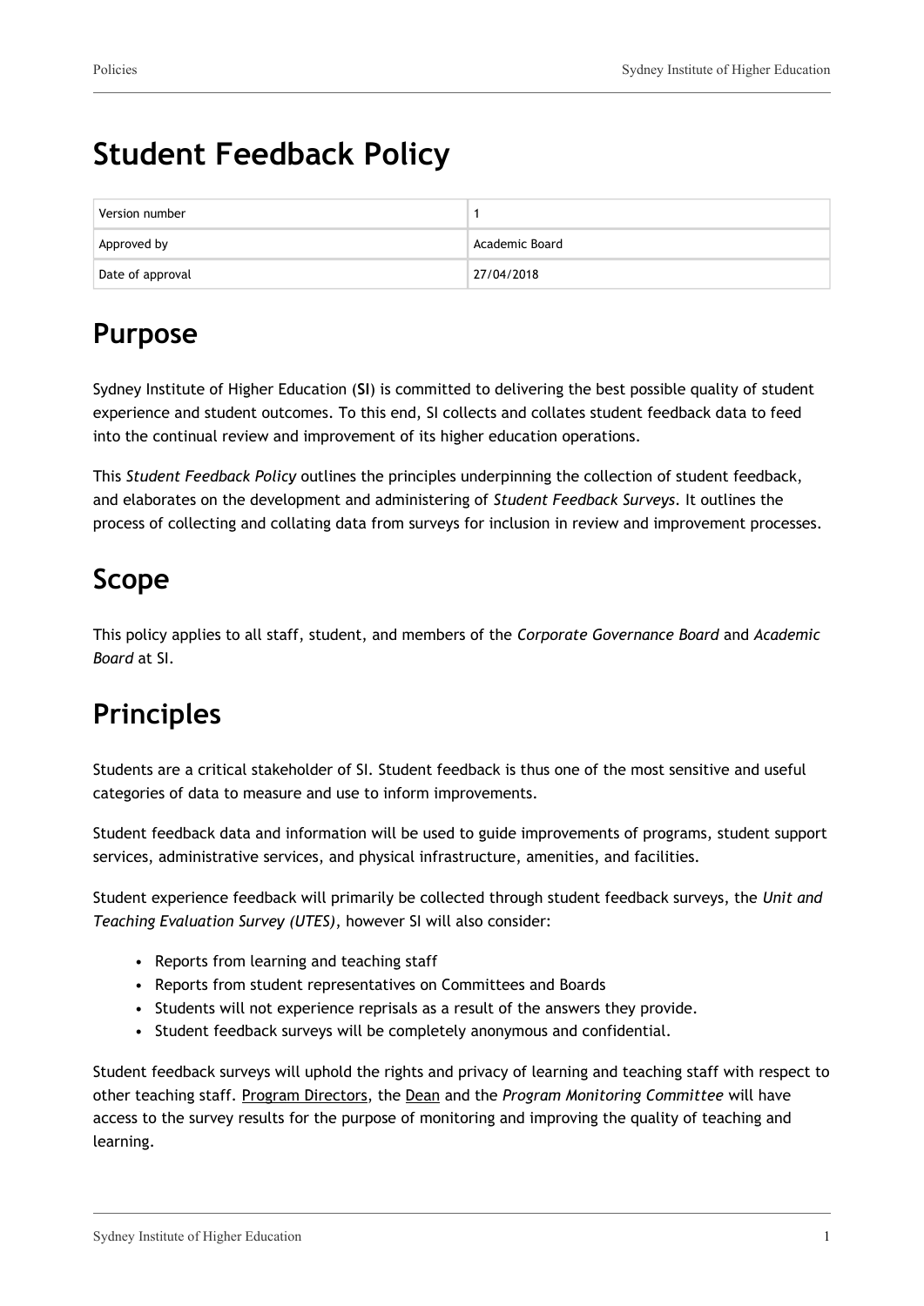# Student Feedback Policy

| Version number | 1 |
| --- | --- |
| Approved by | Academic Board |
| Date of approval | 27/04/2018 |

## Purpose

Sydney Institute of Higher Education (**SI**) is committed to delivering the best possible quality of student experience and student outcomes. To this end, SI collects and collates student feedback data to feed into the continual review and improvement of its higher education operations.

This *Student Feedback Policy* outlines the principles underpinning the collection of student feedback, and elaborates on the development and administering of *Student Feedback Surveys*. It outlines the process of collecting and collating data from surveys for inclusion in review and improvement processes.

## Scope

This policy applies to all staff, student, and members of the *Corporate Governance Board* and *Academic Board* at SI.

## Principles

Students are a critical stakeholder of SI. Student feedback is thus one of the most sensitive and useful categories of data to measure and use to inform improvements.

Student feedback data and information will be used to guide improvements of programs, student support services, administrative services, and physical infrastructure, amenities, and facilities.

Student experience feedback will primarily be collected through student feedback surveys, the *Unit and Teaching Evaluation Survey (UTES)*, however SI will also consider:

- Reports from learning and teaching staff
- Reports from student representatives on Committees and Boards
- Students will not experience reprisals as a result of the answers they provide.
- Student feedback surveys will be completely anonymous and confidential.

Student feedback surveys will uphold the rights and privacy of learning and teaching staff with respect to other teaching staff. Program Directors, the Dean and the *Program Monitoring Committee* will have access to the survey results for the purpose of monitoring and improving the quality of teaching and learning.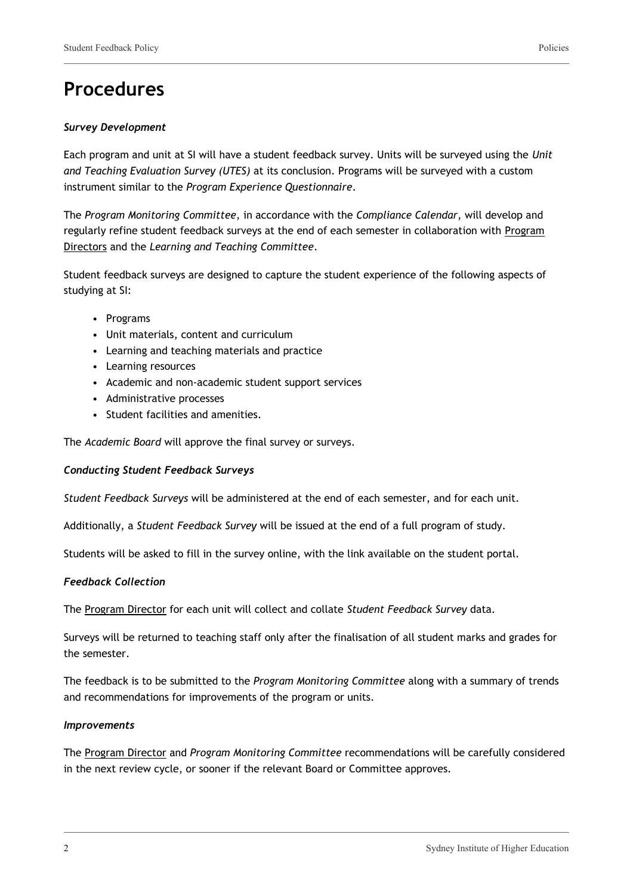# Procedures

***Survey Development***

Each program and unit at SI will have a student feedback survey. Units will be surveyed using the *Unit and Teaching Evaluation Survey (UTES)* at its conclusion. Programs will be surveyed with a custom instrument similar to the *Program Experience Questionnaire*.

The *Program Monitoring Committee,* in accordance with the *Compliance Calendar*, will develop and regularly refine student feedback surveys at the end of each semester in collaboration with Program Directors and the *Learning and Teaching Committee*.

Student feedback surveys are designed to capture the student experience of the following aspects of studying at SI:

- Programs
- Unit materials, content and curriculum
- Learning and teaching materials and practice
- Learning resources
- Academic and non-academic student support services
- Administrative processes
- Student facilities and amenities.

The *Academic Board* will approve the final survey or surveys.

***Conducting Student Feedback Surveys***

*Student Feedback Surveys* will be administered at the end of each semester, and for each unit.

Additionally, a *Student Feedback Survey* will be issued at the end of a full program of study.

Students will be asked to fill in the survey online, with the link available on the student portal.

***Feedback Collection***

The Program Director for each unit will collect and collate *Student Feedback Survey* data.

Surveys will be returned to teaching staff only after the finalisation of all student marks and grades for the semester.

The feedback is to be submitted to the *Program Monitoring Committee* along with a summary of trends and recommendations for improvements of the program or units.

***Improvements***

The Program Director and *Program Monitoring Committee* recommendations will be carefully considered in the next review cycle, or sooner if the relevant Board or Committee approves.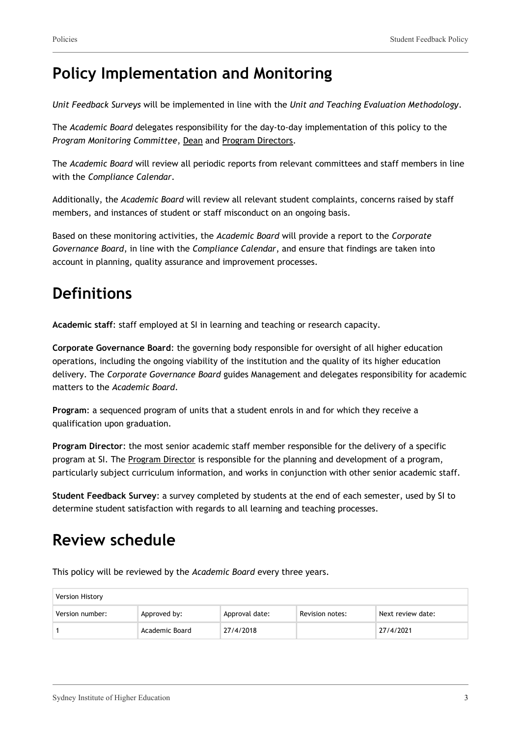## Policy Implementation and Monitoring

*Unit Feedback Surveys* will be implemented in line with the *Unit and Teaching Evaluation Methodology*.

The *Academic Board* delegates responsibility for the day-to-day implementation of this policy to the *Program Monitoring Committee*, Dean and Program Directors.

The *Academic Board* will review all periodic reports from relevant committees and staff members in line with the *Compliance Calendar*.

Additionally, the *Academic Board* will review all relevant student complaints, concerns raised by staff members, and instances of student or staff misconduct on an ongoing basis.

Based on these monitoring activities, the *Academic Board* will provide a report to the *Corporate Governance Board*, in line with the *Compliance Calendar*, and ensure that findings are taken into account in planning, quality assurance and improvement processes.

## Definitions

**Academic staff**: staff employed at SI in learning and teaching or research capacity.

**Corporate Governance Board**: the governing body responsible for oversight of all higher education operations, including the ongoing viability of the institution and the quality of its higher education delivery. The *Corporate Governance Board* guides Management and delegates responsibility for academic matters to the *Academic Board*.

**Program**: a sequenced program of units that a student enrols in and for which they receive a qualification upon graduation.

**Program Director**: the most senior academic staff member responsible for the delivery of a specific program at SI. The Program Director is responsible for the planning and development of a program, particularly subject curriculum information, and works in conjunction with other senior academic staff.

**Student Feedback Survey**: a survey completed by students at the end of each semester, used by SI to determine student satisfaction with regards to all learning and teaching processes.

## Review schedule

This policy will be reviewed by the *Academic Board* every three years.

| Version History | | | | |
|---|---|---|---|---|
| Version number: | Approved by: | Approval date: | Revision notes: | Next review date: |
| 1 | Academic Board | 27/4/2018 | | 27/4/2021 |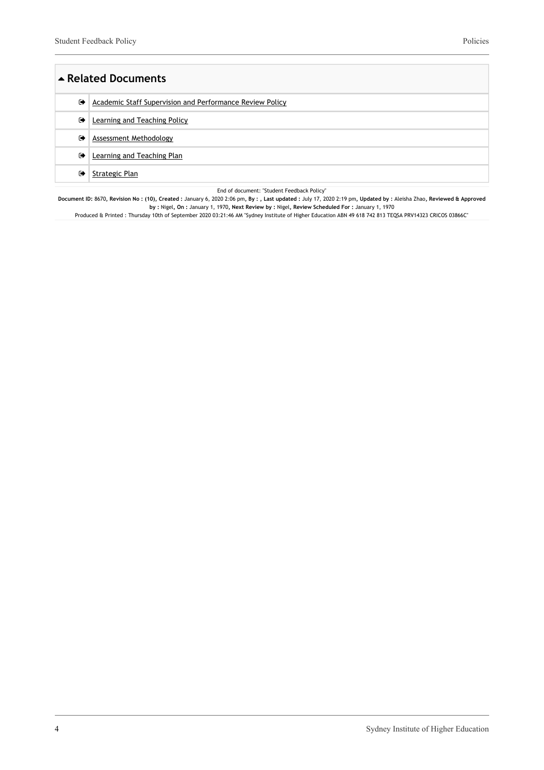## ▲ Related Documents

- Academic Staff Supervision and Performance Review Policy
- Learning and Teaching Policy
- Assessment Methodology
- Learning and Teaching Plan
- Strategic Plan

End of document: "Student Feedback Policy"

**Document ID:** 8670, **Revision No : (10)**, **Created :** January 6, 2020 2:06 pm, **By : , Last updated :** July 17, 2020 2:19 pm, **Updated by :** Aleisha Zhao, **Reviewed & Approved by :** Nigel, **On :** January 1, 1970, **Next Review by :** Nigel, **Review Scheduled For :** January 1, 1970

Produced & Printed : Thursday 10th of September 2020 03:21:46 AM "Sydney Institute of Higher Education ABN 49 618 742 813 TEQSA PRV14323 CRICOS 03866C"